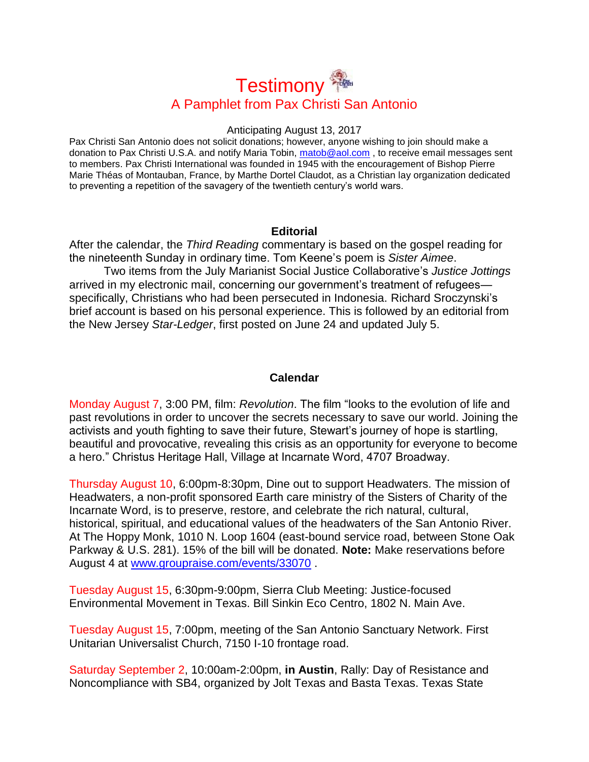# Testimony

## A Pamphlet from Pax Christi San Antonio

Anticipating August 13, 2017

Pax Christi San Antonio does not solicit donations; however, anyone wishing to join should make a donation to Pax Christi U.S.A. and notify Maria Tobin, matob@aol.com , to receive email messages sent to members. Pax Christi International was founded in 1945 with the encouragement of Bishop Pierre Marie Théas of Montauban, France, by Marthe Dortel Claudot, as a Christian lay organization dedicated to preventing a repetition of the savagery of the twentieth century's world wars.

### Editorial

After the calendar, the *Third Reading* commentary is based on the gospel reading for the nineteenth Sunday in ordinary time. Tom Keene's poem is *Sister Aimee*.

Two items from the July Marianist Social Justice Collaborative's *Justice Jottings* arrived in my electronic mail, concerning our government's treatment of refugees—specifically, Christians who had been persecuted in Indonesia. Richard Sroczynski's brief account is based on his personal experience. This is followed by an editorial from the New Jersey *Star-Ledger*, first posted on June 24 and updated July 5.

### Calendar

Monday August 7, 3:00 PM, film: *Revolution*. The film "looks to the evolution of life and past revolutions in order to uncover the secrets necessary to save our world. Joining the activists and youth fighting to save their future, Stewart's journey of hope is startling, beautiful and provocative, revealing this crisis as an opportunity for everyone to become a hero." Christus Heritage Hall, Village at Incarnate Word, 4707 Broadway.

Thursday August 10, 6:00pm-8:30pm, Dine out to support Headwaters. The mission of Headwaters, a non-profit sponsored Earth care ministry of the Sisters of Charity of the Incarnate Word, is to preserve, restore, and celebrate the rich natural, cultural, historical, spiritual, and educational values of the headwaters of the San Antonio River. At The Hoppy Monk, 1010 N. Loop 1604 (east-bound service road, between Stone Oak Parkway & U.S. 281). 15% of the bill will be donated. **Note:** Make reservations before August 4 at www.groupraise.com/events/33070 .

Tuesday August 15, 6:30pm-9:00pm, Sierra Club Meeting: Justice-focused Environmental Movement in Texas. Bill Sinkin Eco Centro, 1802 N. Main Ave.

Tuesday August 15, 7:00pm, meeting of the San Antonio Sanctuary Network. First Unitarian Universalist Church, 7150 I-10 frontage road.

Saturday September 2, 10:00am-2:00pm, **in Austin**, Rally: Day of Resistance and Noncompliance with SB4, organized by Jolt Texas and Basta Texas. Texas State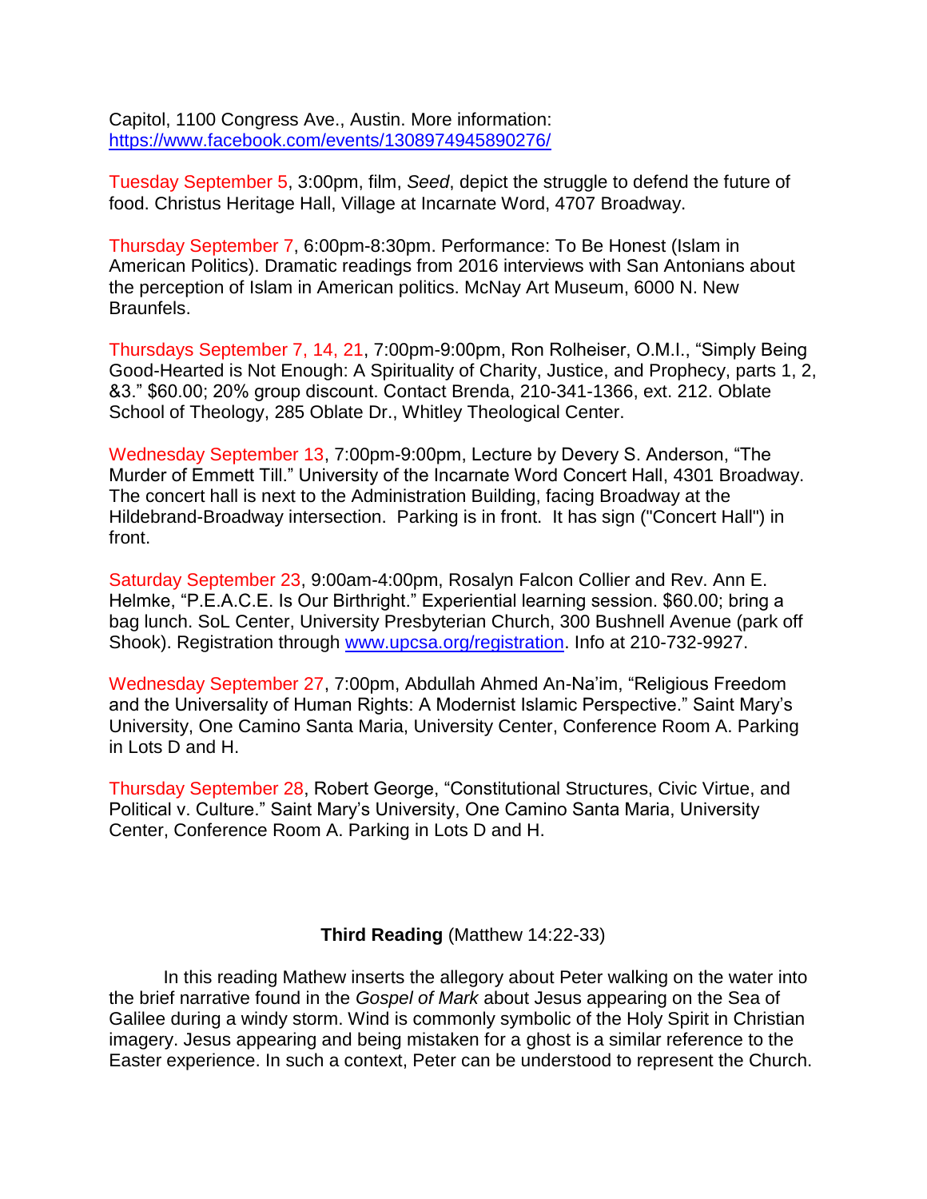Capitol, 1100 Congress Ave., Austin. More information: https://www.facebook.com/events/1308974945890276/

Tuesday September 5, 3:00pm, film, *Seed*, depict the struggle to defend the future of food. Christus Heritage Hall, Village at Incarnate Word, 4707 Broadway.

Thursday September 7, 6:00pm-8:30pm. Performance: To Be Honest (Islam in American Politics). Dramatic readings from 2016 interviews with San Antonians about the perception of Islam in American politics. McNay Art Museum, 6000 N. New Braunfels.

Thursdays September 7, 14, 21, 7:00pm-9:00pm, Ron Rolheiser, O.M.I., "Simply Being Good-Hearted is Not Enough: A Spirituality of Charity, Justice, and Prophecy, parts 1, 2, &3." $60.00; 20% group discount. Contact Brenda, 210-341-1366, ext. 212. Oblate School of Theology, 285 Oblate Dr., Whitley Theological Center.

Wednesday September 13, 7:00pm-9:00pm, Lecture by Devery S. Anderson, "The Murder of Emmett Till." University of the Incarnate Word Concert Hall, 4301 Broadway. The concert hall is next to the Administration Building, facing Broadway at the Hildebrand-Broadway intersection. Parking is in front. It has sign ("Concert Hall") in front.

Saturday September 23, 9:00am-4:00pm, Rosalyn Falcon Collier and Rev. Ann E. Helmke, "P.E.A.C.E. Is Our Birthright." Experiential learning session. $60.00; bring a bag lunch. SoL Center, University Presbyterian Church, 300 Bushnell Avenue (park off Shook). Registration through www.upcsa.org/registration. Info at 210-732-9927.

Wednesday September 27, 7:00pm, Abdullah Ahmed An-Na'im, "Religious Freedom and the Universality of Human Rights: A Modernist Islamic Perspective." Saint Mary's University, One Camino Santa Maria, University Center, Conference Room A. Parking in Lots D and H.

Thursday September 28, Robert George, "Constitutional Structures, Civic Virtue, and Political v. Culture." Saint Mary's University, One Camino Santa Maria, University Center, Conference Room A. Parking in Lots D and H.

**Third Reading** (Matthew 14:22-33)

In this reading Mathew inserts the allegory about Peter walking on the water into the brief narrative found in the *Gospel of Mark* about Jesus appearing on the Sea of Galilee during a windy storm. Wind is commonly symbolic of the Holy Spirit in Christian imagery. Jesus appearing and being mistaken for a ghost is a similar reference to the Easter experience. In such a context, Peter can be understood to represent the Church.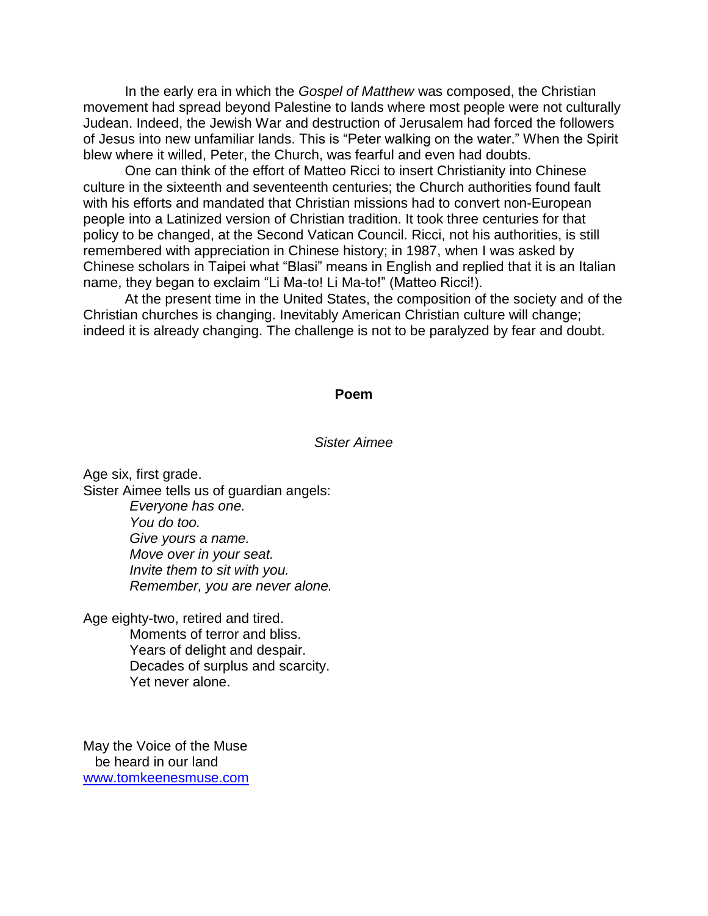In the early era in which the *Gospel of Matthew* was composed, the Christian movement had spread beyond Palestine to lands where most people were not culturally Judean. Indeed, the Jewish War and destruction of Jerusalem had forced the followers of Jesus into new unfamiliar lands. This is "Peter walking on the water." When the Spirit blew where it willed, Peter, the Church, was fearful and even had doubts.

One can think of the effort of Matteo Ricci to insert Christianity into Chinese culture in the sixteenth and seventeenth centuries; the Church authorities found fault with his efforts and mandated that Christian missions had to convert non-European people into a Latinized version of Christian tradition. It took three centuries for that policy to be changed, at the Second Vatican Council. Ricci, not his authorities, is still remembered with appreciation in Chinese history; in 1987, when I was asked by Chinese scholars in Taipei what "Blasi" means in English and replied that it is an Italian name, they began to exclaim "Li Ma-to! Li Ma-to!" (Matteo Ricci!).

At the present time in the United States, the composition of the society and of the Christian churches is changing. Inevitably American Christian culture will change; indeed it is already changing. The challenge is not to be paralyzed by fear and doubt.

## Poem

*Sister Aimee*

Age six, first grade.
Sister Aimee tells us of guardian angels:
*Everyone has one.*
*You do too.*
*Give yours a name.*
*Move over in your seat.*
*Invite them to sit with you.*
*Remember, you are never alone.*

Age eighty-two, retired and tired.
Moments of terror and bliss.
Years of delight and despair.
Decades of surplus and scarcity.
Yet never alone.

May the Voice of the Muse
be heard in our land
[www.tomkeenesmuse.com](http://www.tomkeenesmuse.com)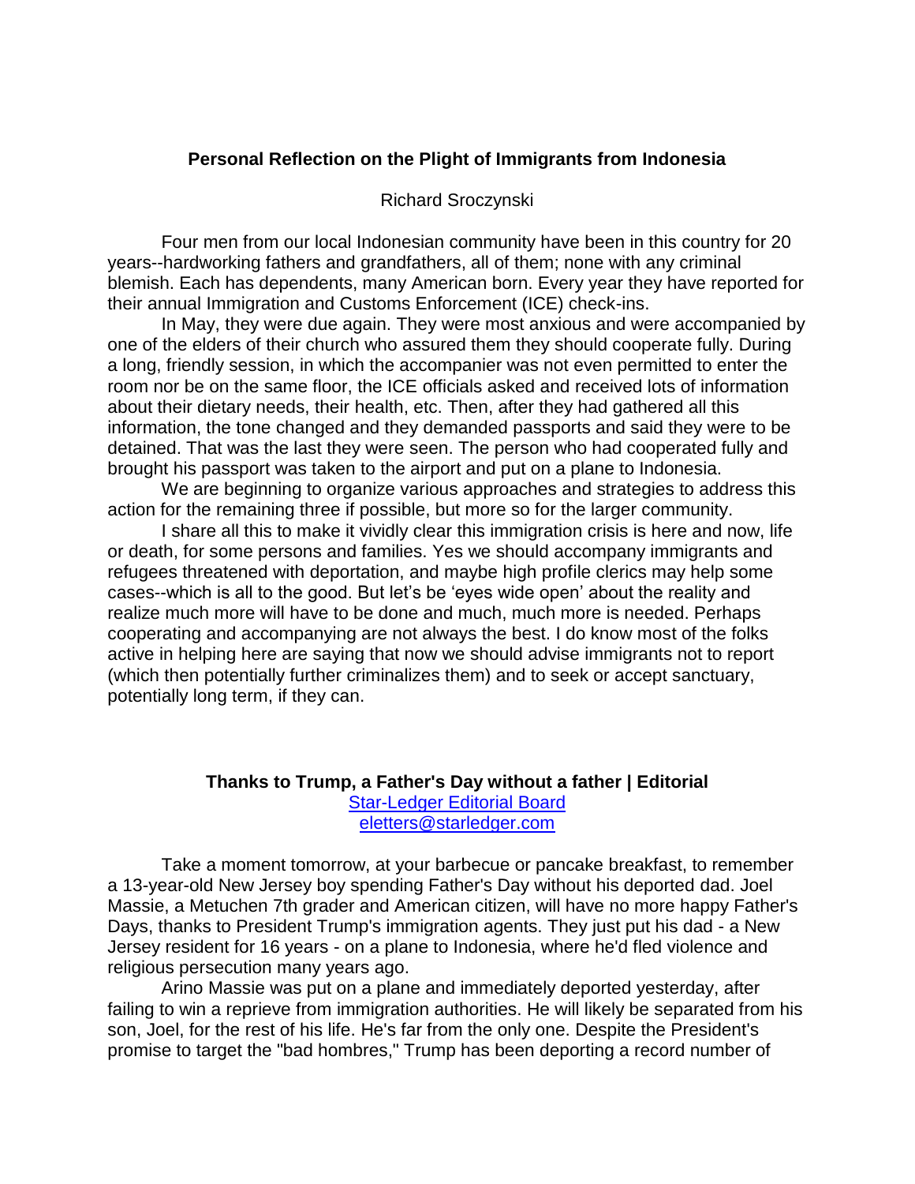## Personal Reflection on the Plight of Immigrants from Indonesia

Richard Sroczynski

Four men from our local Indonesian community have been in this country for 20 years--hardworking fathers and grandfathers, all of them; none with any criminal blemish. Each has dependents, many American born. Every year they have reported for their annual Immigration and Customs Enforcement (ICE) check-ins.

In May, they were due again. They were most anxious and were accompanied by one of the elders of their church who assured them they should cooperate fully. During a long, friendly session, in which the accompanier was not even permitted to enter the room nor be on the same floor, the ICE officials asked and received lots of information about their dietary needs, their health, etc. Then, after they had gathered all this information, the tone changed and they demanded passports and said they were to be detained. That was the last they were seen. The person who had cooperated fully and brought his passport was taken to the airport and put on a plane to Indonesia.

We are beginning to organize various approaches and strategies to address this action for the remaining three if possible, but more so for the larger community.

I share all this to make it vividly clear this immigration crisis is here and now, life or death, for some persons and families. Yes we should accompany immigrants and refugees threatened with deportation, and maybe high profile clerics may help some cases--which is all to the good. But let's be 'eyes wide open' about the reality and realize much more will have to be done and much, much more is needed. Perhaps cooperating and accompanying are not always the best. I do know most of the folks active in helping here are saying that now we should advise immigrants not to report (which then potentially further criminalizes them) and to seek or accept sanctuary, potentially long term, if they can.

## Thanks to Trump, a Father's Day without a father | Editorial

Star-Ledger Editorial Board
eletters@starledger.com

Take a moment tomorrow, at your barbecue or pancake breakfast, to remember a 13-year-old New Jersey boy spending Father's Day without his deported dad. Joel Massie, a Metuchen 7th grader and American citizen, will have no more happy Father's Days, thanks to President Trump's immigration agents. They just put his dad - a New Jersey resident for 16 years - on a plane to Indonesia, where he'd fled violence and religious persecution many years ago.

Arino Massie was put on a plane and immediately deported yesterday, after failing to win a reprieve from immigration authorities. He will likely be separated from his son, Joel, for the rest of his life. He's far from the only one. Despite the President's promise to target the "bad hombres," Trump has been deporting a record number of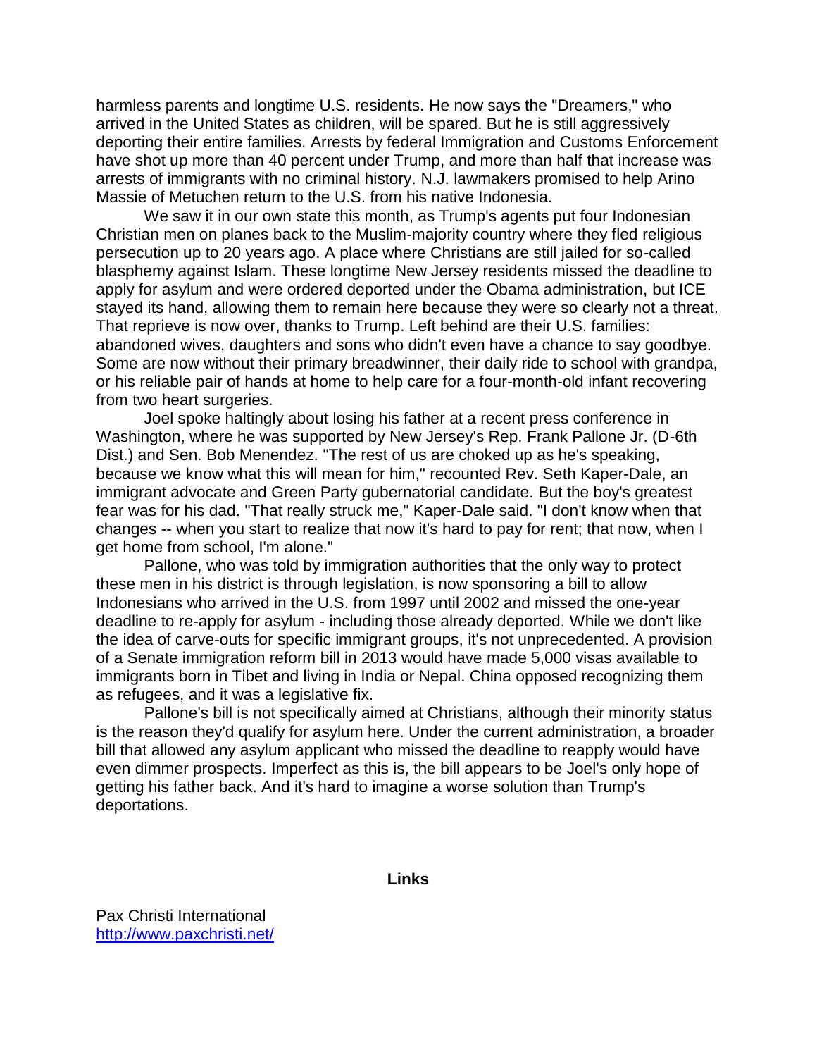harmless parents and longtime U.S. residents. He now says the "Dreamers," who arrived in the United States as children, will be spared. But he is still aggressively deporting their entire families. Arrests by federal Immigration and Customs Enforcement have shot up more than 40 percent under Trump, and more than half that increase was arrests of immigrants with no criminal history. N.J. lawmakers promised to help Arino Massie of Metuchen return to the U.S. from his native Indonesia.

We saw it in our own state this month, as Trump's agents put four Indonesian Christian men on planes back to the Muslim-majority country where they fled religious persecution up to 20 years ago. A place where Christians are still jailed for so-called blasphemy against Islam. These longtime New Jersey residents missed the deadline to apply for asylum and were ordered deported under the Obama administration, but ICE stayed its hand, allowing them to remain here because they were so clearly not a threat. That reprieve is now over, thanks to Trump. Left behind are their U.S. families: abandoned wives, daughters and sons who didn't even have a chance to say goodbye. Some are now without their primary breadwinner, their daily ride to school with grandpa, or his reliable pair of hands at home to help care for a four-month-old infant recovering from two heart surgeries.

Joel spoke haltingly about losing his father at a recent press conference in Washington, where he was supported by New Jersey's Rep. Frank Pallone Jr. (D-6th Dist.) and Sen. Bob Menendez. "The rest of us are choked up as he's speaking, because we know what this will mean for him," recounted Rev. Seth Kaper-Dale, an immigrant advocate and Green Party gubernatorial candidate. But the boy's greatest fear was for his dad. "That really struck me," Kaper-Dale said. "I don't know when that changes -- when you start to realize that now it's hard to pay for rent; that now, when I get home from school, I'm alone."

Pallone, who was told by immigration authorities that the only way to protect these men in his district is through legislation, is now sponsoring a bill to allow Indonesians who arrived in the U.S. from 1997 until 2002 and missed the one-year deadline to re-apply for asylum - including those already deported. While we don't like the idea of carve-outs for specific immigrant groups, it's not unprecedented. A provision of a Senate immigration reform bill in 2013 would have made 5,000 visas available to immigrants born in Tibet and living in India or Nepal. China opposed recognizing them as refugees, and it was a legislative fix.

Pallone's bill is not specifically aimed at Christians, although their minority status is the reason they'd qualify for asylum here. Under the current administration, a broader bill that allowed any asylum applicant who missed the deadline to reapply would have even dimmer prospects. Imperfect as this is, the bill appears to be Joel's only hope of getting his father back. And it's hard to imagine a worse solution than Trump's deportations.

## Links

Pax Christi International
http://www.paxchristi.net/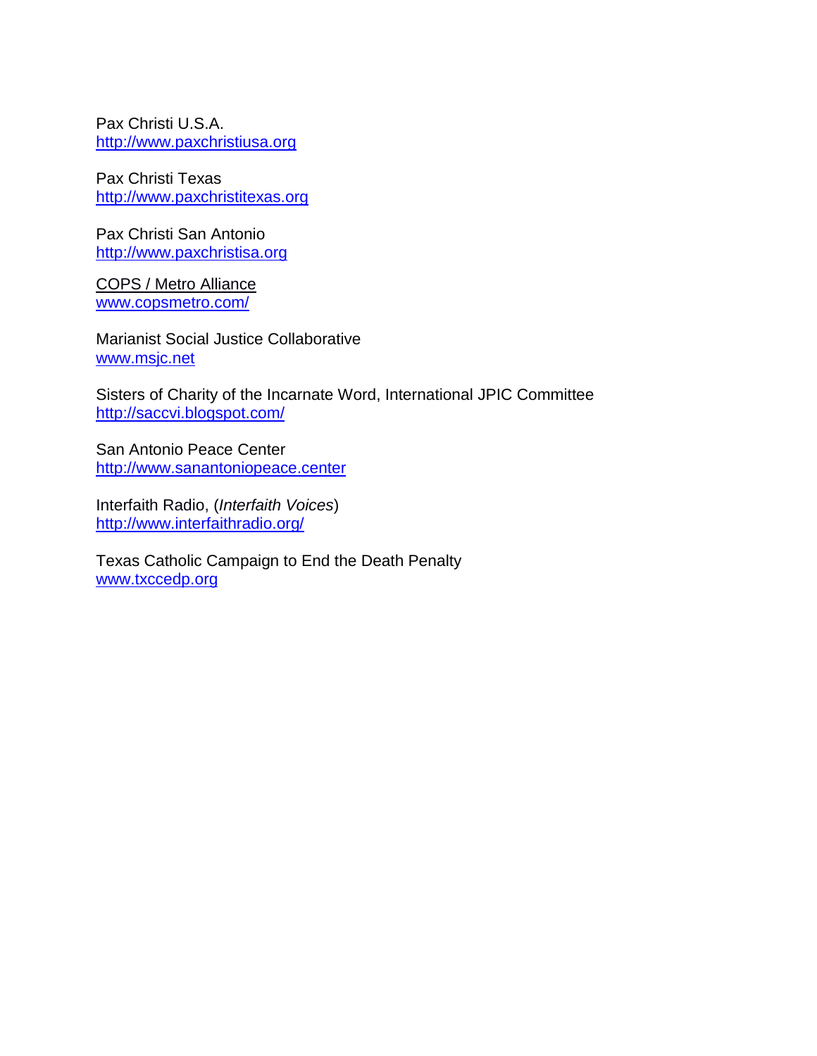Pax Christi U.S.A.
http://www.paxchristiusa.org

Pax Christi Texas
http://www.paxchristitexas.org

Pax Christi San Antonio
http://www.paxchristisa.org

COPS / Metro Alliance
www.copsmetro.com/

Marianist Social Justice Collaborative
www.msjc.net

Sisters of Charity of the Incarnate Word, International JPIC Committee
http://saccvi.blogspot.com/

San Antonio Peace Center
http://www.sanantoniopeace.center

Interfaith Radio, (*Interfaith Voices*)
http://www.interfaithradio.org/

Texas Catholic Campaign to End the Death Penalty
www.txccedp.org